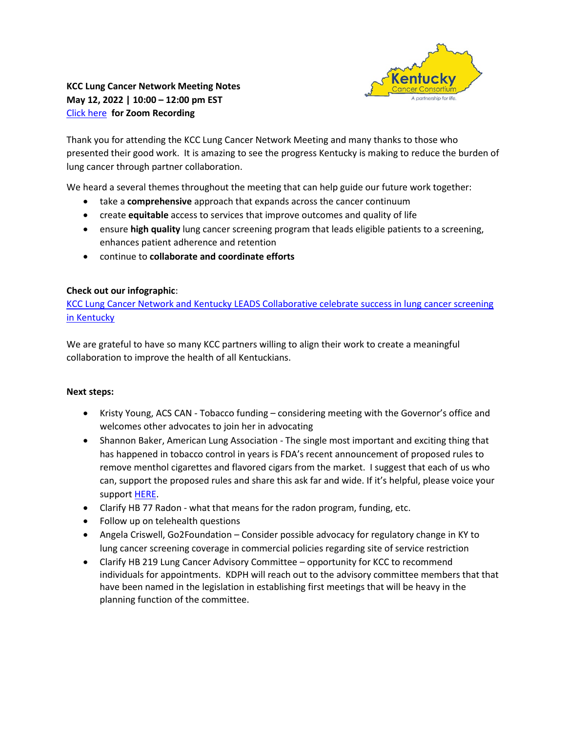**KCC Lung Cancer Network Meeting Notes**
**May 12, 2022 | 10:00 – 12:00 pm EST**
Click here **for Zoom Recording**

Thank you for attending the KCC Lung Cancer Network Meeting and many thanks to those who presented their good work. It is amazing to see the progress Kentucky is making to reduce the burden of lung cancer through partner collaboration.

We heard a several themes throughout the meeting that can help guide our future work together:

- take a **comprehensive** approach that expands across the cancer continuum
- create **equitable** access to services that improve outcomes and quality of life
- ensure **high quality** lung cancer screening program that leads eligible patients to a screening, enhances patient adherence and retention
- continue to **collaborate and coordinate efforts**

**Check out our infographic**:
KCC Lung Cancer Network and Kentucky LEADS Collaborative celebrate success in lung cancer screening in Kentucky

We are grateful to have so many KCC partners willing to align their work to create a meaningful collaboration to improve the health of all Kentuckians.

**Next steps:**

- Kristy Young, ACS CAN - Tobacco funding – considering meeting with the Governor's office and welcomes other advocates to join her in advocating
- Shannon Baker, American Lung Association - The single most important and exciting thing that has happened in tobacco control in years is FDA's recent announcement of proposed rules to remove menthol cigarettes and flavored cigars from the market. I suggest that each of us who can, support the proposed rules and share this ask far and wide. If it's helpful, please voice your support HERE.
- Clarify HB 77 Radon - what that means for the radon program, funding, etc.
- Follow up on telehealth questions
- Angela Criswell, Go2Foundation – Consider possible advocacy for regulatory change in KY to lung cancer screening coverage in commercial policies regarding site of service restriction
- Clarify HB 219 Lung Cancer Advisory Committee – opportunity for KCC to recommend individuals for appointments. KDPH will reach out to the advisory committee members that that have been named in the legislation in establishing first meetings that will be heavy in the planning function of the committee.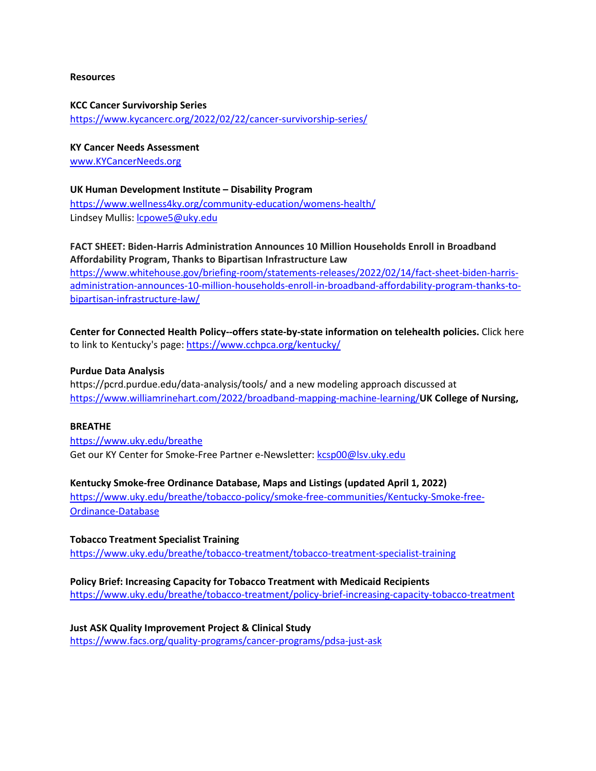**Resources**

**KCC Cancer Survivorship Series**
https://www.kycancerc.org/2022/02/22/cancer-survivorship-series/

**KY Cancer Needs Assessment**
www.KYCancerNeeds.org

**UK Human Development Institute – Disability Program**
https://www.wellness4ky.org/community-education/womens-health/
Lindsey Mullis: lcpowe5@uky.edu

**FACT SHEET: Biden-Harris Administration Announces 10 Million Households Enroll in Broadband Affordability Program, Thanks to Bipartisan Infrastructure Law**
https://www.whitehouse.gov/briefing-room/statements-releases/2022/02/14/fact-sheet-biden-harris-administration-announces-10-million-households-enroll-in-broadband-affordability-program-thanks-to-bipartisan-infrastructure-law/

**Center for Connected Health Policy--offers state-by-state information on telehealth policies.** Click here to link to Kentucky's page: https://www.cchpca.org/kentucky/

**Purdue Data Analysis**
https://pcrd.purdue.edu/data-analysis/tools/ and a new modeling approach discussed at https://www.williamrinehart.com/2022/broadband-mapping-machine-learning/**UK College of Nursing,**

**BREATHE**
https://www.uky.edu/breathe
Get our KY Center for Smoke-Free Partner e-Newsletter: kcsp00@lsv.uky.edu

**Kentucky Smoke-free Ordinance Database, Maps and Listings (updated April 1, 2022)**
https://www.uky.edu/breathe/tobacco-policy/smoke-free-communities/Kentucky-Smoke-free-Ordinance-Database

**Tobacco Treatment Specialist Training**
https://www.uky.edu/breathe/tobacco-treatment/tobacco-treatment-specialist-training

**Policy Brief: Increasing Capacity for Tobacco Treatment with Medicaid Recipients**
https://www.uky.edu/breathe/tobacco-treatment/policy-brief-increasing-capacity-tobacco-treatment

**Just ASK Quality Improvement Project & Clinical Study**
https://www.facs.org/quality-programs/cancer-programs/pdsa-just-ask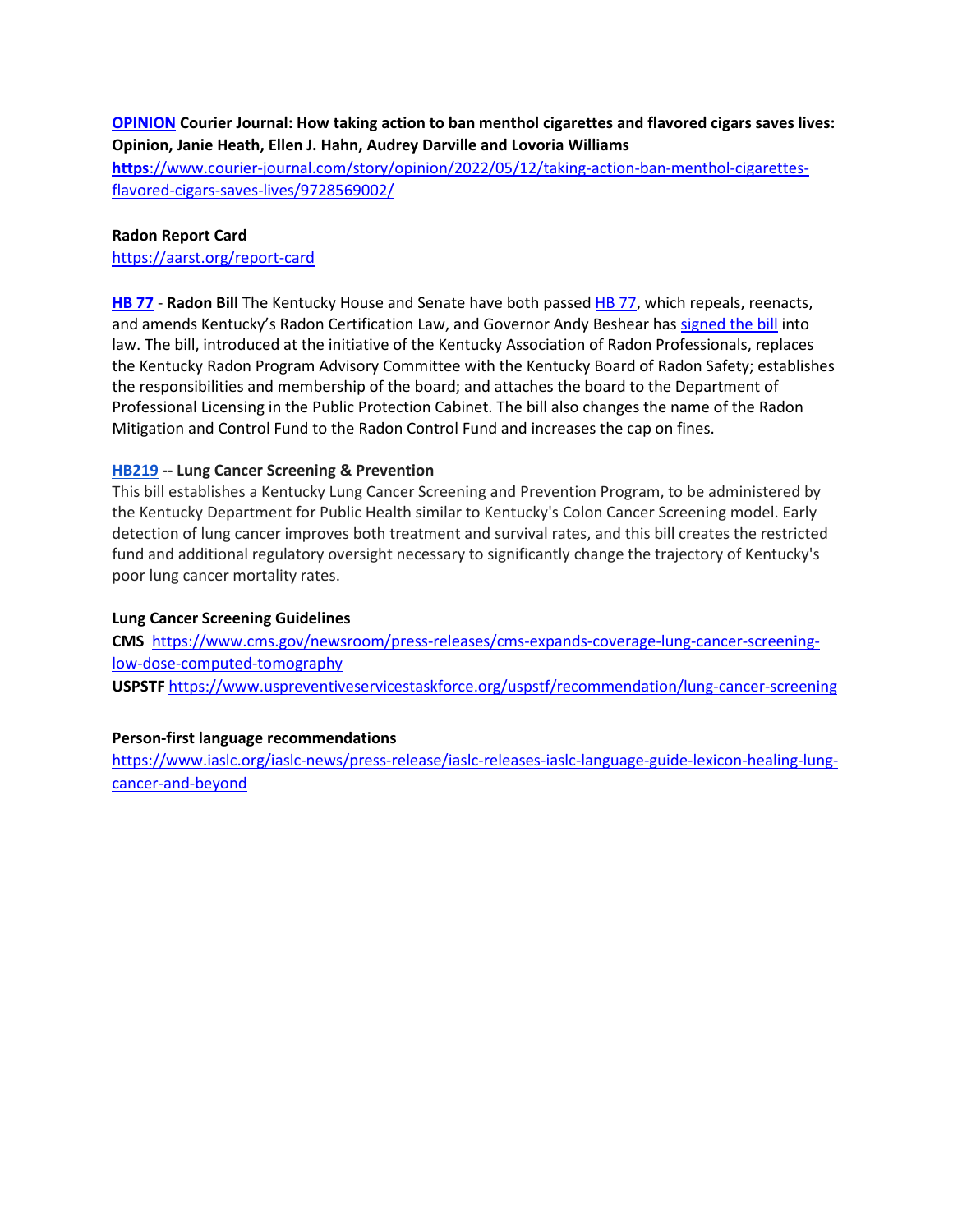**OPINION Courier Journal: How taking action to ban menthol cigarettes and flavored cigars saves lives: Opinion, Janie Heath, Ellen J. Hahn, Audrey Darville and Lovoria Williams**
https://www.courier-journal.com/story/opinion/2022/05/12/taking-action-ban-menthol-cigarettes-flavored-cigars-saves-lives/9728569002/

**Radon Report Card**
https://aarst.org/report-card

**HB 77** - **Radon Bill** The Kentucky House and Senate have both passed HB 77, which repeals, reenacts, and amends Kentucky's Radon Certification Law, and Governor Andy Beshear has signed the bill into law. The bill, introduced at the initiative of the Kentucky Association of Radon Professionals, replaces the Kentucky Radon Program Advisory Committee with the Kentucky Board of Radon Safety; establishes the responsibilities and membership of the board; and attaches the board to the Department of Professional Licensing in the Public Protection Cabinet. The bill also changes the name of the Radon Mitigation and Control Fund to the Radon Control Fund and increases the cap on fines.

**HB219 -- Lung Cancer Screening & Prevention**

This bill establishes a Kentucky Lung Cancer Screening and Prevention Program, to be administered by the Kentucky Department for Public Health similar to Kentucky's Colon Cancer Screening model. Early detection of lung cancer improves both treatment and survival rates, and this bill creates the restricted fund and additional regulatory oversight necessary to significantly change the trajectory of Kentucky's poor lung cancer mortality rates.

**Lung Cancer Screening Guidelines**

**CMS** https://www.cms.gov/newsroom/press-releases/cms-expands-coverage-lung-cancer-screening-low-dose-computed-tomography

**USPSTF** https://www.uspreventiveservicestaskforce.org/uspstf/recommendation/lung-cancer-screening

**Person-first language recommendations**

https://www.iaslc.org/iaslc-news/press-release/iaslc-releases-iaslc-language-guide-lexicon-healing-lung-cancer-and-beyond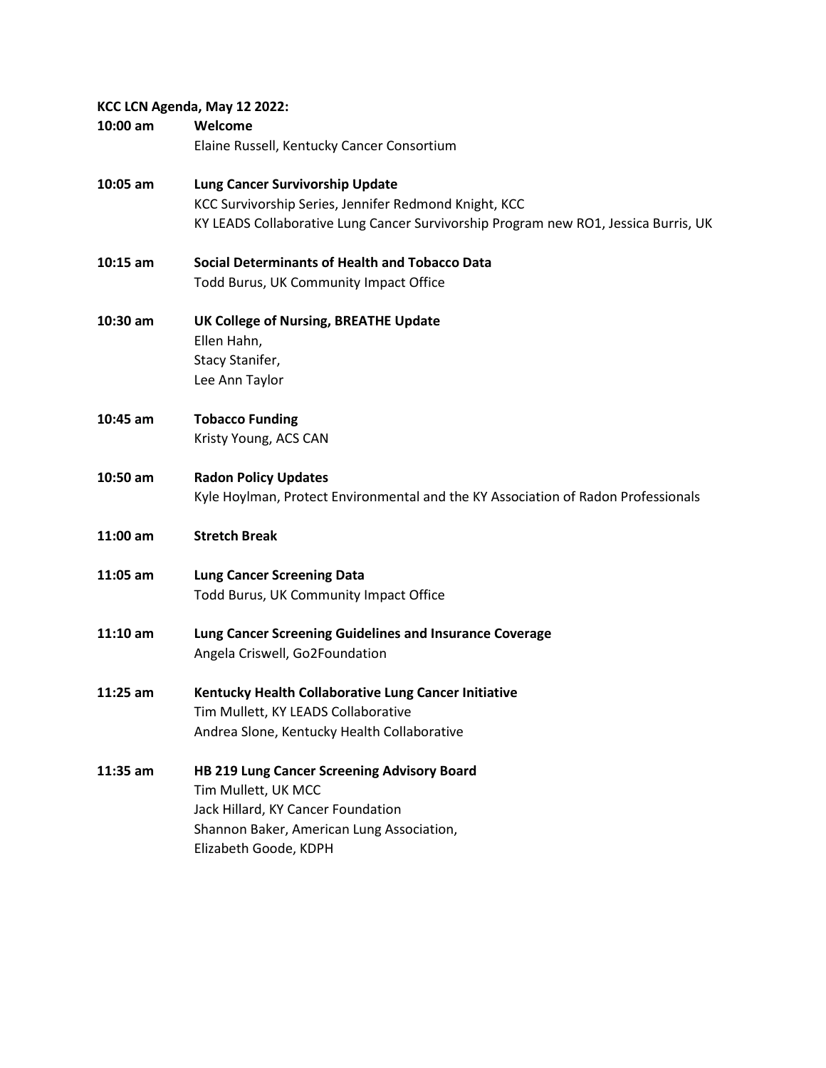**KCC LCN Agenda, May 12 2022:**

**10:00 am** **Welcome**
Elaine Russell, Kentucky Cancer Consortium

**10:05 am** **Lung Cancer Survivorship Update**
KCC Survivorship Series, Jennifer Redmond Knight, KCC
KY LEADS Collaborative Lung Cancer Survivorship Program new RO1, Jessica Burris, UK

**10:15 am** **Social Determinants of Health and Tobacco Data**
Todd Burus, UK Community Impact Office

**10:30 am** **UK College of Nursing, BREATHE Update**
Ellen Hahn,
Stacy Stanifer,
Lee Ann Taylor

**10:45 am** **Tobacco Funding**
Kristy Young, ACS CAN

**10:50 am** **Radon Policy Updates**
Kyle Hoylman, Protect Environmental and the KY Association of Radon Professionals

**11:00 am** **Stretch Break**

**11:05 am** **Lung Cancer Screening Data**
Todd Burus, UK Community Impact Office

**11:10 am** **Lung Cancer Screening Guidelines and Insurance Coverage**
Angela Criswell, Go2Foundation

**11:25 am** **Kentucky Health Collaborative Lung Cancer Initiative**
Tim Mullett, KY LEADS Collaborative
Andrea Slone, Kentucky Health Collaborative

**11:35 am** **HB 219 Lung Cancer Screening Advisory Board**
Tim Mullett, UK MCC
Jack Hillard, KY Cancer Foundation
Shannon Baker, American Lung Association,
Elizabeth Goode, KDPH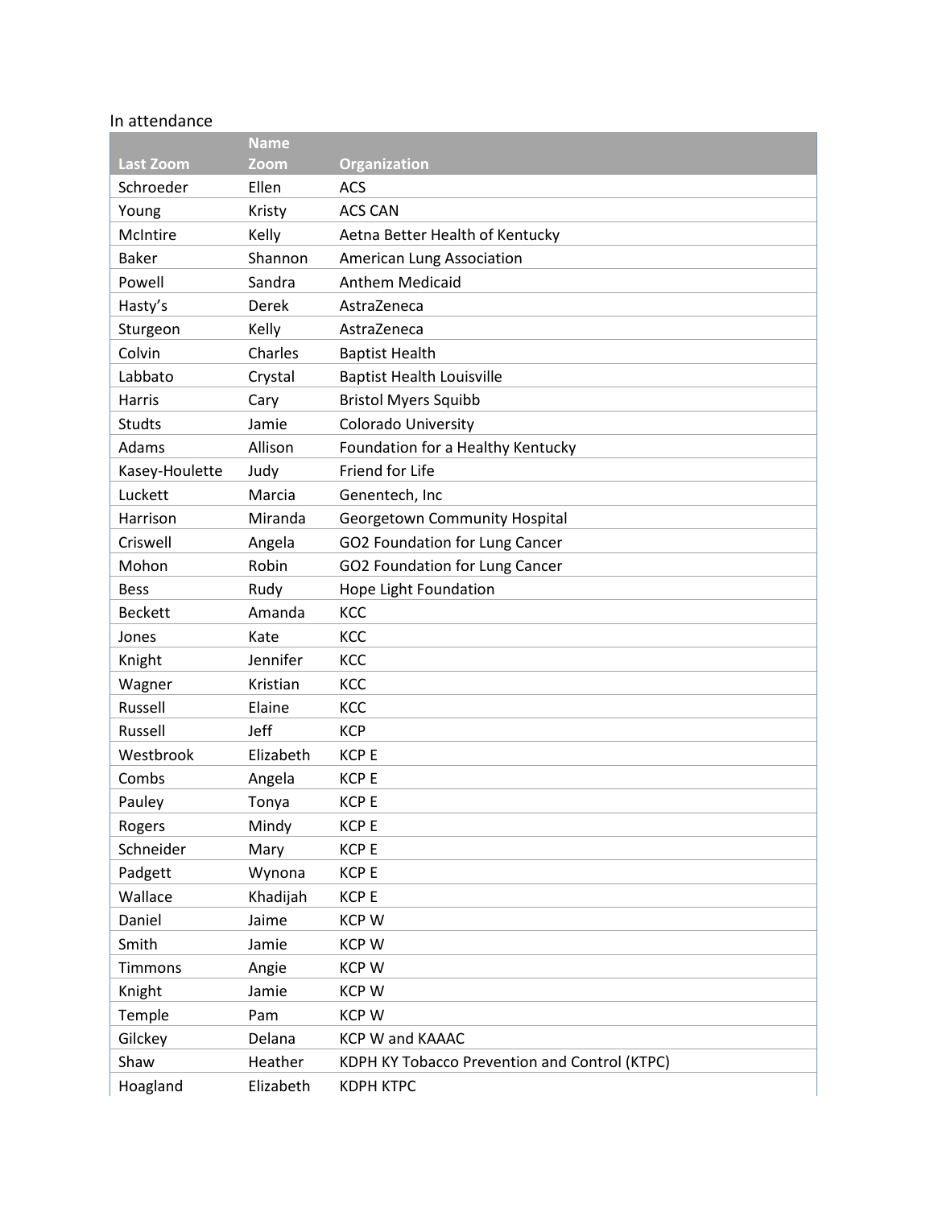In attendance

| Last Zoom | Name Zoom | Organization |
|---|---|---|
| Schroeder | Ellen | ACS |
| Young | Kristy | ACS CAN |
| McIntire | Kelly | Aetna Better Health of Kentucky |
| Baker | Shannon | American Lung Association |
| Powell | Sandra | Anthem Medicaid |
| Hasty's | Derek | AstraZeneca |
| Sturgeon | Kelly | AstraZeneca |
| Colvin | Charles | Baptist Health |
| Labbato | Crystal | Baptist Health Louisville |
| Harris | Cary | Bristol Myers Squibb |
| Studts | Jamie | Colorado University |
| Adams | Allison | Foundation for a Healthy Kentucky |
| Kasey-Houlette | Judy | Friend for Life |
| Luckett | Marcia | Genentech, Inc |
| Harrison | Miranda | Georgetown Community Hospital |
| Criswell | Angela | GO2 Foundation for Lung Cancer |
| Mohon | Robin | GO2 Foundation for Lung Cancer |
| Bess | Rudy | Hope Light Foundation |
| Beckett | Amanda | KCC |
| Jones | Kate | KCC |
| Knight | Jennifer | KCC |
| Wagner | Kristian | KCC |
| Russell | Elaine | KCC |
| Russell | Jeff | KCP |
| Westbrook | Elizabeth | KCP E |
| Combs | Angela | KCP E |
| Pauley | Tonya | KCP E |
| Rogers | Mindy | KCP E |
| Schneider | Mary | KCP E |
| Padgett | Wynona | KCP E |
| Wallace | Khadijah | KCP E |
| Daniel | Jaime | KCP W |
| Smith | Jamie | KCP W |
| Timmons | Angie | KCP W |
| Knight | Jamie | KCP W |
| Temple | Pam | KCP W |
| Gilckey | Delana | KCP W and KAAAC |
| Shaw | Heather | KDPH KY Tobacco Prevention and Control (KTPC) |
| Hoagland | Elizabeth | KDPH KTPC |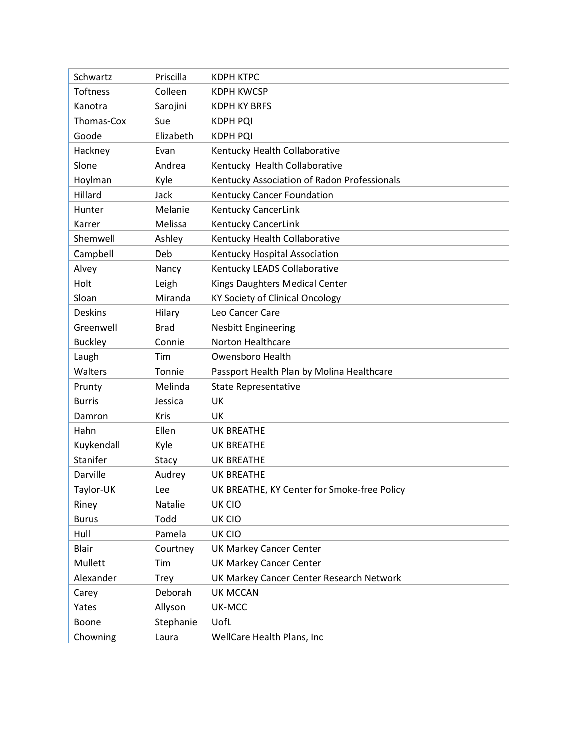| | | |
|---|---|---|
| Schwartz | Priscilla | KDPH KTPC |
| Toftness | Colleen | KDPH KWCSP |
| Kanotra | Sarojini | KDPH KY BRFS |
| Thomas-Cox | Sue | KDPH PQI |
| Goode | Elizabeth | KDPH PQI |
| Hackney | Evan | Kentucky Health Collaborative |
| Slone | Andrea | Kentucky  Health Collaborative |
| Hoylman | Kyle | Kentucky Association of Radon Professionals |
| Hillard | Jack | Kentucky Cancer Foundation |
| Hunter | Melanie | Kentucky CancerLink |
| Karrer | Melissa | Kentucky CancerLink |
| Shemwell | Ashley | Kentucky Health Collaborative |
| Campbell | Deb | Kentucky Hospital Association |
| Alvey | Nancy | Kentucky LEADS Collaborative |
| Holt | Leigh | Kings Daughters Medical Center |
| Sloan | Miranda | KY Society of Clinical Oncology |
| Deskins | Hilary | Leo Cancer Care |
| Greenwell | Brad | Nesbitt Engineering |
| Buckley | Connie | Norton Healthcare |
| Laugh | Tim | Owensboro Health |
| Walters | Tonnie | Passport Health Plan by Molina Healthcare |
| Prunty | Melinda | State Representative |
| Burris | Jessica | UK |
| Damron | Kris | UK |
| Hahn | Ellen | UK BREATHE |
| Kuykendall | Kyle | UK BREATHE |
| Stanifer | Stacy | UK BREATHE |
| Darville | Audrey | UK BREATHE |
| Taylor-UK | Lee | UK BREATHE, KY Center for Smoke-free Policy |
| Riney | Natalie | UK CIO |
| Burus | Todd | UK CIO |
| Hull | Pamela | UK CIO |
| Blair | Courtney | UK Markey Cancer Center |
| Mullett | Tim | UK Markey Cancer Center |
| Alexander | Trey | UK Markey Cancer Center Research Network |
| Carey | Deborah | UK MCCAN |
| Yates | Allyson | UK-MCC |
| Boone | Stephanie | UofL |
| Chowning | Laura | WellCare Health Plans, Inc |